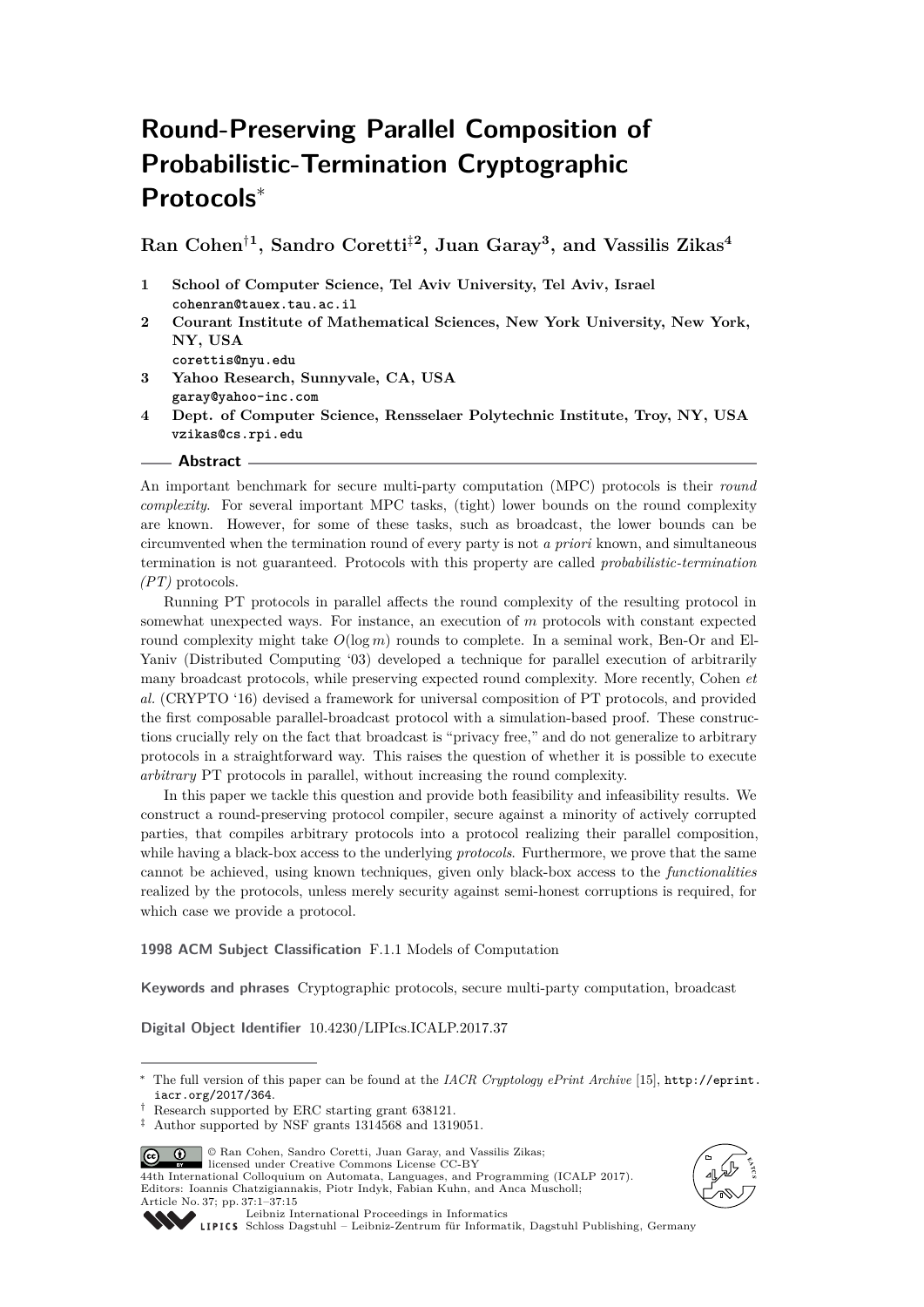# Round-Preserving Parallel Composition of Probabilistic-Termination Cryptographic Protocols*

**Ran Cohen†[1], Sandro Coretti‡[2], Juan Garay[3], and Vassilis Zikas[4]**

1. **School of Computer Science, Tel Aviv University, Tel Aviv, Israel**
   cohenran@tauex.tau.ac.il
2. **Courant Institute of Mathematical Sciences, New York University, New York, NY, USA**
   corettis@nyu.edu
3. **Yahoo Research, Sunnyvale, CA, USA**
   garay@yahoo-inc.com
4. **Dept. of Computer Science, Rensselaer Polytechnic Institute, Troy, NY, USA**
   vzikas@cs.rpi.edu

## Abstract

An important benchmark for secure multi-party computation (MPC) protocols is their *round complexity*. For several important MPC tasks, (tight) lower bounds on the round complexity are known. However, for some of these tasks, such as broadcast, the lower bounds can be circumvented when the termination round of every party is not *a priori* known, and simultaneous termination is not guaranteed. Protocols with this property are called *probabilistic-termination (PT)* protocols.

Running PT protocols in parallel affects the round complexity of the resulting protocol in somewhat unexpected ways. For instance, an execution of $m$ protocols with constant expected round complexity might take $O(\log m)$ rounds to complete. In a seminal work, Ben-Or and El-Yaniv (Distributed Computing '03) developed a technique for parallel execution of arbitrarily many broadcast protocols, while preserving expected round complexity. More recently, Cohen *et al.* (CRYPTO '16) devised a framework for universal composition of PT protocols, and provided the first composable parallel-broadcast protocol with a simulation-based proof. These constructions crucially rely on the fact that broadcast is "privacy free," and do not generalize to arbitrary protocols in a straightforward way. This raises the question of whether it is possible to execute *arbitrary* PT protocols in parallel, without increasing the round complexity.

In this paper we tackle this question and provide both feasibility and infeasibility results. We construct a round-preserving protocol compiler, secure against a minority of actively corrupted parties, that compiles arbitrary protocols into a protocol realizing their parallel composition, while having a black-box access to the underlying *protocols*. Furthermore, we prove that the same cannot be achieved, using known techniques, given only black-box access to the *functionalities* realized by the protocols, unless merely security against semi-honest corruptions is required, for which case we provide a protocol.

**1998 ACM Subject Classification** F.1.1 Models of Computation

**Keywords and phrases** Cryptographic protocols, secure multi-party computation, broadcast

**Digital Object Identifier** 10.4230/LIPIcs.ICALP.2017.37

---

\* The full version of this paper can be found at the *IACR Cryptology ePrint Archive* [15], http://eprint.iacr.org/2017/364.

† Research supported by ERC starting grant 638121.

‡ Author supported by NSF grants 1314568 and 1319051.

© Ran Cohen, Sandro Coretti, Juan Garay, and Vassilis Zikas; licensed under Creative Commons License CC-BY
44th International Colloquium on Automata, Languages, and Programming (ICALP 2017).
Editors: Ioannis Chatzigiannakis, Piotr Indyk, Fabian Kuhn, and Anca Muscholl;
Article No. 37; pp. 37:1–37:15
Leibniz International Proceedings in Informatics
LIPICS Schloss Dagstuhl – Leibniz-Zentrum für Informatik, Dagstuhl Publishing, Germany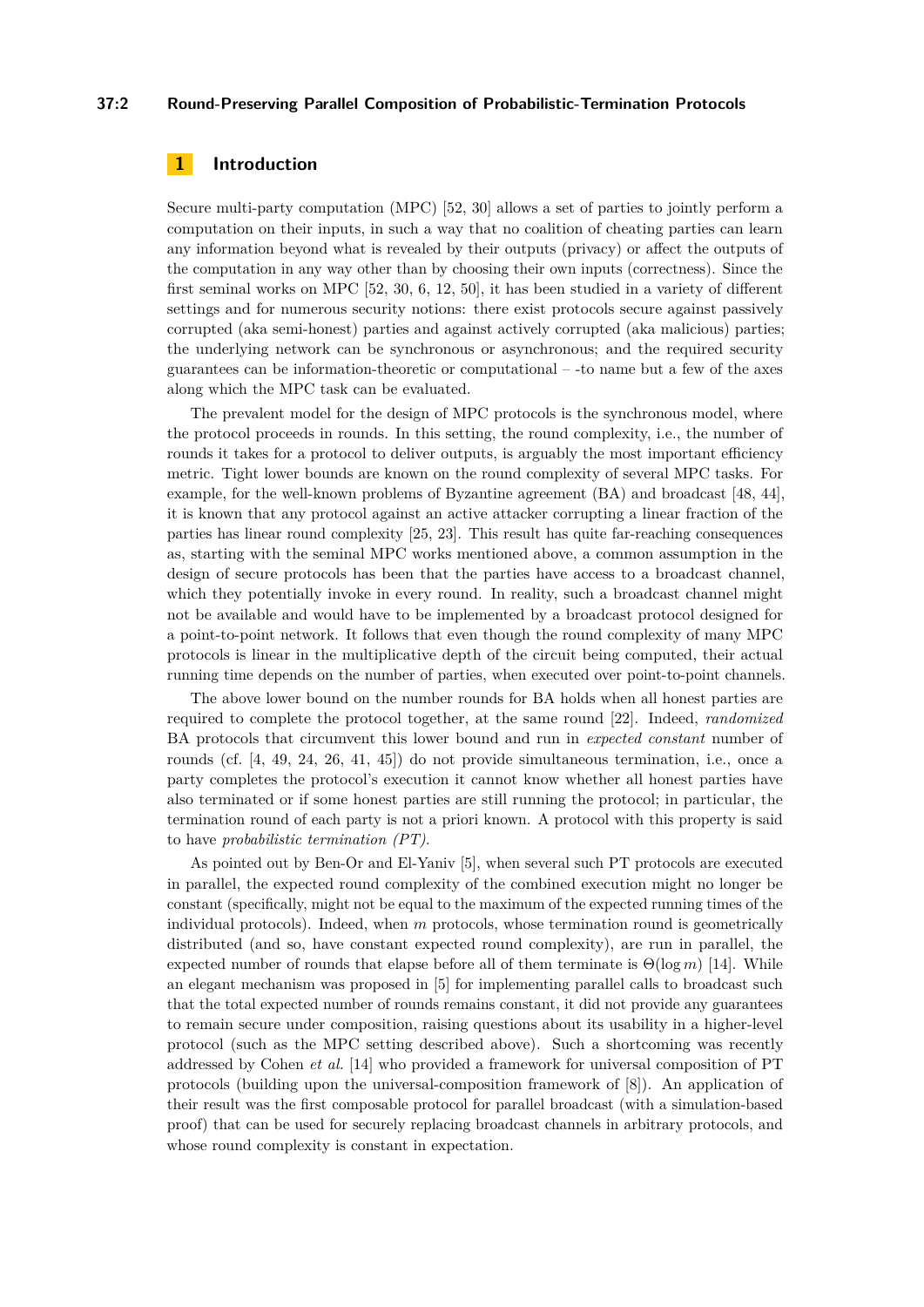# 1 Introduction

Secure multi-party computation (MPC) [52, 30] allows a set of parties to jointly perform a computation on their inputs, in such a way that no coalition of cheating parties can learn any information beyond what is revealed by their outputs (privacy) or affect the outputs of the computation in any way other than by choosing their own inputs (correctness). Since the first seminal works on MPC [52, 30, 6, 12, 50], it has been studied in a variety of different settings and for numerous security notions: there exist protocols secure against passively corrupted (aka semi-honest) parties and against actively corrupted (aka malicious) parties; the underlying network can be synchronous or asynchronous; and the required security guarantees can be information-theoretic or computational – -to name but a few of the axes along which the MPC task can be evaluated.

The prevalent model for the design of MPC protocols is the synchronous model, where the protocol proceeds in rounds. In this setting, the round complexity, i.e., the number of rounds it takes for a protocol to deliver outputs, is arguably the most important efficiency metric. Tight lower bounds are known on the round complexity of several MPC tasks. For example, for the well-known problems of Byzantine agreement (BA) and broadcast [48, 44], it is known that any protocol against an active attacker corrupting a linear fraction of the parties has linear round complexity [25, 23]. This result has quite far-reaching consequences as, starting with the seminal MPC works mentioned above, a common assumption in the design of secure protocols has been that the parties have access to a broadcast channel, which they potentially invoke in every round. In reality, such a broadcast channel might not be available and would have to be implemented by a broadcast protocol designed for a point-to-point network. It follows that even though the round complexity of many MPC protocols is linear in the multiplicative depth of the circuit being computed, their actual running time depends on the number of parties, when executed over point-to-point channels.

The above lower bound on the number rounds for BA holds when all honest parties are required to complete the protocol together, at the same round [22]. Indeed, *randomized* BA protocols that circumvent this lower bound and run in *expected constant* number of rounds (cf. [4, 49, 24, 26, 41, 45]) do not provide simultaneous termination, i.e., once a party completes the protocol's execution it cannot know whether all honest parties have also terminated or if some honest parties are still running the protocol; in particular, the termination round of each party is not a priori known. A protocol with this property is said to have *probabilistic termination (PT)*.

As pointed out by Ben-Or and El-Yaniv [5], when several such PT protocols are executed in parallel, the expected round complexity of the combined execution might no longer be constant (specifically, might not be equal to the maximum of the expected running times of the individual protocols). Indeed, when $m$ protocols, whose termination round is geometrically distributed (and so, have constant expected round complexity), are run in parallel, the expected number of rounds that elapse before all of them terminate is $\Theta(\log m)$ [14]. While an elegant mechanism was proposed in [5] for implementing parallel calls to broadcast such that the total expected number of rounds remains constant, it did not provide any guarantees to remain secure under composition, raising questions about its usability in a higher-level protocol (such as the MPC setting described above). Such a shortcoming was recently addressed by Cohen *et al.* [14] who provided a framework for universal composition of PT protocols (building upon the universal-composition framework of [8]). An application of their result was the first composable protocol for parallel broadcast (with a simulation-based proof) that can be used for securely replacing broadcast channels in arbitrary protocols, and whose round complexity is constant in expectation.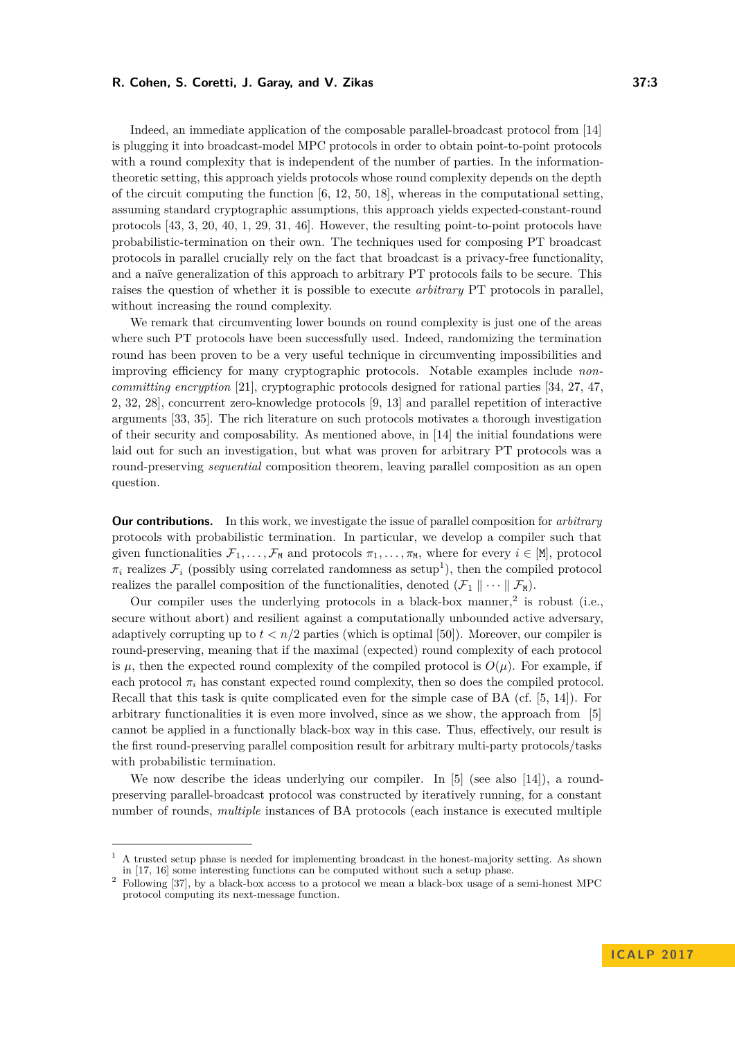Indeed, an immediate application of the composable parallel-broadcast protocol from [14] is plugging it into broadcast-model MPC protocols in order to obtain point-to-point protocols with a round complexity that is independent of the number of parties. In the information-theoretic setting, this approach yields protocols whose round complexity depends on the depth of the circuit computing the function [6, 12, 50, 18], whereas in the computational setting, assuming standard cryptographic assumptions, this approach yields expected-constant-round protocols [43, 3, 20, 40, 1, 29, 31, 46]. However, the resulting point-to-point protocols have probabilistic-termination on their own. The techniques used for composing PT broadcast protocols in parallel crucially rely on the fact that broadcast is a privacy-free functionality, and a naïve generalization of this approach to arbitrary PT protocols fails to be secure. This raises the question of whether it is possible to execute *arbitrary* PT protocols in parallel, without increasing the round complexity.

We remark that circumventing lower bounds on round complexity is just one of the areas where such PT protocols have been successfully used. Indeed, randomizing the termination round has been proven to be a very useful technique in circumventing impossibilities and improving efficiency for many cryptographic protocols. Notable examples include *non-committing encryption* [21], cryptographic protocols designed for rational parties [34, 27, 47, 2, 32, 28], concurrent zero-knowledge protocols [9, 13] and parallel repetition of interactive arguments [33, 35]. The rich literature on such protocols motivates a thorough investigation of their security and composability. As mentioned above, in [14] the initial foundations were laid out for such an investigation, but what was proven for arbitrary PT protocols was a round-preserving *sequential* composition theorem, leaving parallel composition as an open question.

**Our contributions.** In this work, we investigate the issue of parallel composition for *arbitrary* protocols with probabilistic termination. In particular, we develop a compiler such that given functionalities $\mathcal{F}_1, \ldots, \mathcal{F}_{\mathtt{M}}$ and protocols $\pi_1, \ldots, \pi_{\mathtt{M}}$, where for every $i \in [\mathtt{M}]$, protocol $\pi_i$ realizes $\mathcal{F}_i$ (possibly using correlated randomness as setup[1]), then the compiled protocol realizes the parallel composition of the functionalities, denoted $(\mathcal{F}_1 \parallel \cdots \parallel \mathcal{F}_{\mathtt{M}})$.

Our compiler uses the underlying protocols in a black-box manner,[2] is robust (i.e., secure without abort) and resilient against a computationally unbounded active adversary, adaptively corrupting up to $t < n/2$ parties (which is optimal [50]). Moreover, our compiler is round-preserving, meaning that if the maximal (expected) round complexity of each protocol is $\mu$, then the expected round complexity of the compiled protocol is $O(\mu)$. For example, if each protocol $\pi_i$ has constant expected round complexity, then so does the compiled protocol. Recall that this task is quite complicated even for the simple case of BA (cf. [5, 14]). For arbitrary functionalities it is even more involved, since as we show, the approach from [5] cannot be applied in a functionally black-box way in this case. Thus, effectively, our result is the first round-preserving parallel composition result for arbitrary multi-party protocols/tasks with probabilistic termination.

We now describe the ideas underlying our compiler. In [5] (see also [14]), a round-preserving parallel-broadcast protocol was constructed by iteratively running, for a constant number of rounds, *multiple* instances of BA protocols (each instance is executed multiple

---

[1] A trusted setup phase is needed for implementing broadcast in the honest-majority setting. As shown in [17, 16] some interesting functions can be computed without such a setup phase.

[2] Following [37], by a black-box access to a protocol we mean a black-box usage of a semi-honest MPC protocol computing its next-message function.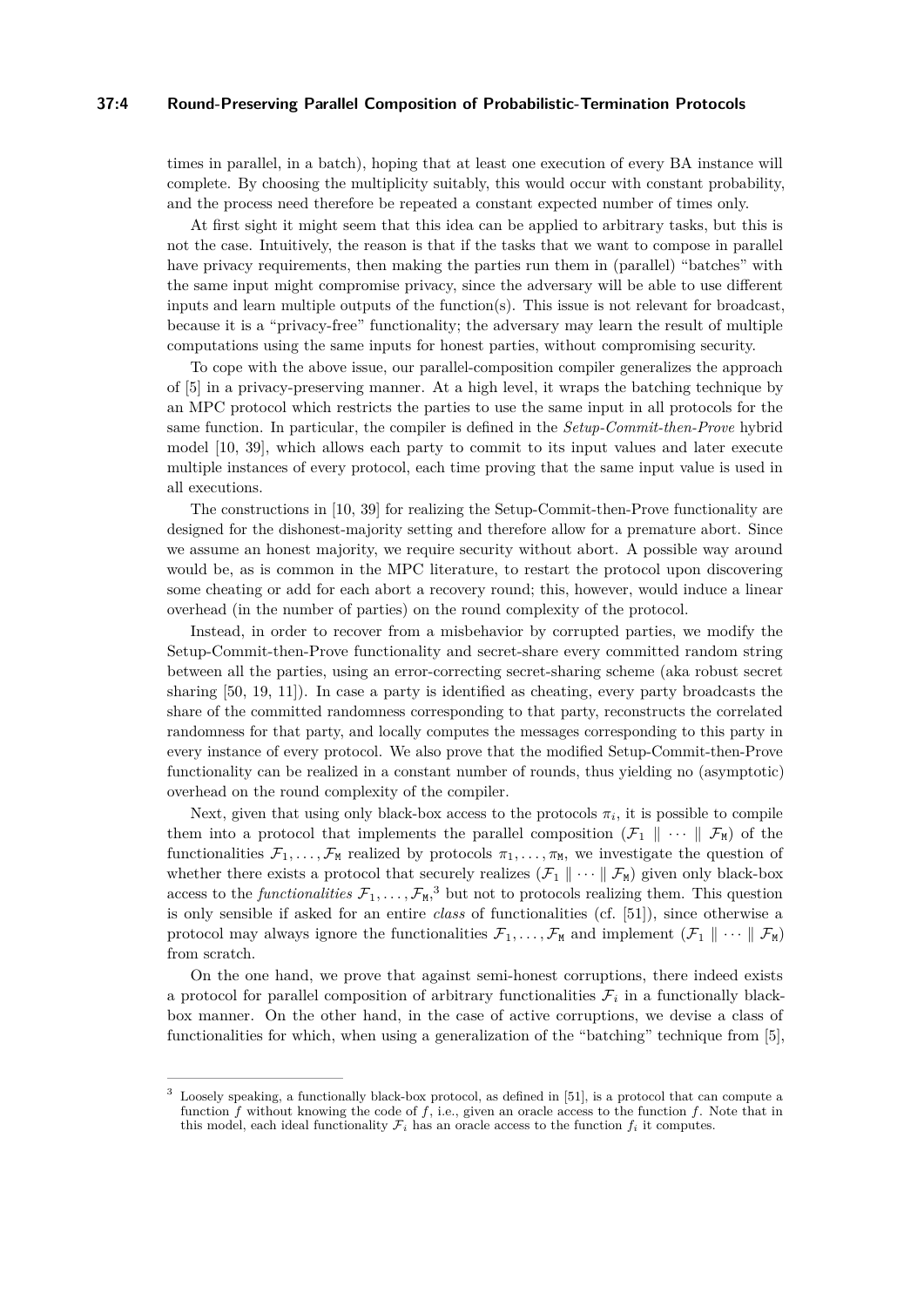times in parallel, in a batch), hoping that at least one execution of every BA instance will complete. By choosing the multiplicity suitably, this would occur with constant probability, and the process need therefore be repeated a constant expected number of times only.

At first sight it might seem that this idea can be applied to arbitrary tasks, but this is not the case. Intuitively, the reason is that if the tasks that we want to compose in parallel have privacy requirements, then making the parties run them in (parallel) "batches" with the same input might compromise privacy, since the adversary will be able to use different inputs and learn multiple outputs of the function(s). This issue is not relevant for broadcast, because it is a "privacy-free" functionality; the adversary may learn the result of multiple computations using the same inputs for honest parties, without compromising security.

To cope with the above issue, our parallel-composition compiler generalizes the approach of [5] in a privacy-preserving manner. At a high level, it wraps the batching technique by an MPC protocol which restricts the parties to use the same input in all protocols for the same function. In particular, the compiler is defined in the *Setup-Commit-then-Prove* hybrid model [10, 39], which allows each party to commit to its input values and later execute multiple instances of every protocol, each time proving that the same input value is used in all executions.

The constructions in [10, 39] for realizing the Setup-Commit-then-Prove functionality are designed for the dishonest-majority setting and therefore allow for a premature abort. Since we assume an honest majority, we require security without abort. A possible way around would be, as is common in the MPC literature, to restart the protocol upon discovering some cheating or add for each abort a recovery round; this, however, would induce a linear overhead (in the number of parties) on the round complexity of the protocol.

Instead, in order to recover from a misbehavior by corrupted parties, we modify the Setup-Commit-then-Prove functionality and secret-share every committed random string between all the parties, using an error-correcting secret-sharing scheme (aka robust secret sharing [50, 19, 11]). In case a party is identified as cheating, every party broadcasts the share of the committed randomness corresponding to that party, reconstructs the correlated randomness for that party, and locally computes the messages corresponding to this party in every instance of every protocol. We also prove that the modified Setup-Commit-then-Prove functionality can be realized in a constant number of rounds, thus yielding no (asymptotic) overhead on the round complexity of the compiler.

Next, given that using only black-box access to the protocols $\pi_i$, it is possible to compile them into a protocol that implements the parallel composition $(\mathcal{F}_1 \parallel \cdots \parallel \mathcal{F}_{\mathtt{M}})$ of the functionalities $\mathcal{F}_1, \ldots, \mathcal{F}_{\mathtt{M}}$ realized by protocols $\pi_1, \ldots, \pi_{\mathtt{M}}$, we investigate the question of whether there exists a protocol that securely realizes $(\mathcal{F}_1 \parallel \cdots \parallel \mathcal{F}_{\mathtt{M}})$ given only black-box access to the *functionalities* $\mathcal{F}_1, \ldots, \mathcal{F}_{\mathtt{M}}$,[3] but not to protocols realizing them. This question is only sensible if asked for an entire *class* of functionalities (cf. [51]), since otherwise a protocol may always ignore the functionalities $\mathcal{F}_1, \ldots, \mathcal{F}_{\mathtt{M}}$ and implement $(\mathcal{F}_1 \parallel \cdots \parallel \mathcal{F}_{\mathtt{M}})$ from scratch.

On the one hand, we prove that against semi-honest corruptions, there indeed exists a protocol for parallel composition of arbitrary functionalities $\mathcal{F}_i$ in a functionally black-box manner. On the other hand, in the case of active corruptions, we devise a class of functionalities for which, when using a generalization of the "batching" technique from [5],

---

[3] Loosely speaking, a functionally black-box protocol, as defined in [51], is a protocol that can compute a function $f$ without knowing the code of $f$, i.e., given an oracle access to the function $f$. Note that in this model, each ideal functionality $\mathcal{F}_i$ has an oracle access to the function $f_i$ it computes.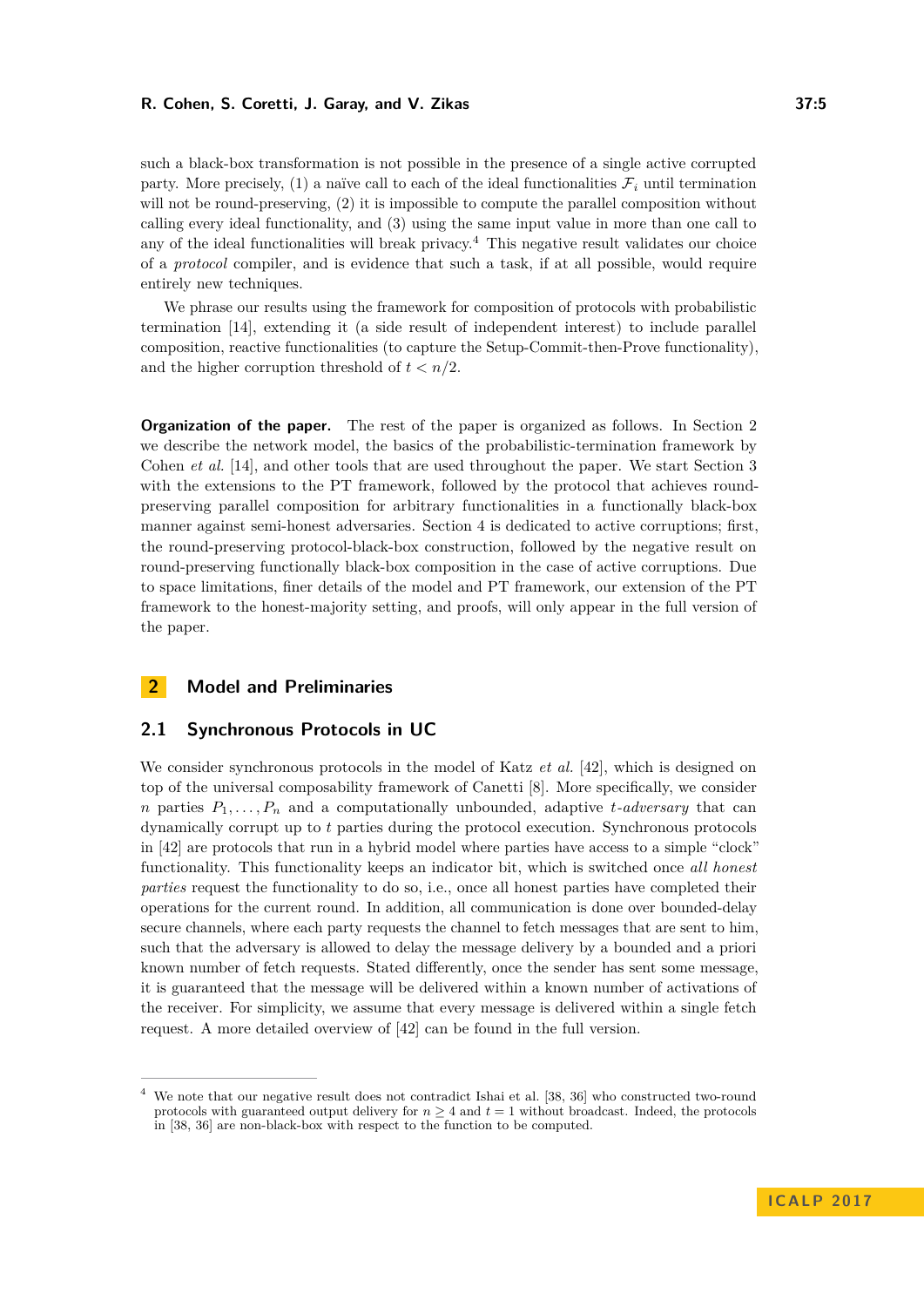such a black-box transformation is not possible in the presence of a single active corrupted party. More precisely, (1) a naïve call to each of the ideal functionalities $\mathcal{F}_i$ until termination will not be round-preserving, (2) it is impossible to compute the parallel composition without calling every ideal functionality, and (3) using the same input value in more than one call to any of the ideal functionalities will break privacy.[4] This negative result validates our choice of a *protocol* compiler, and is evidence that such a task, if at all possible, would require entirely new techniques.

We phrase our results using the framework for composition of protocols with probabilistic termination [14], extending it (a side result of independent interest) to include parallel composition, reactive functionalities (to capture the Setup-Commit-then-Prove functionality), and the higher corruption threshold of $t < n/2$.

**Organization of the paper.** The rest of the paper is organized as follows. In Section 2 we describe the network model, the basics of the probabilistic-termination framework by Cohen *et al.* [14], and other tools that are used throughout the paper. We start Section 3 with the extensions to the PT framework, followed by the protocol that achieves round-preserving parallel composition for arbitrary functionalities in a functionally black-box manner against semi-honest adversaries. Section 4 is dedicated to active corruptions; first, the round-preserving protocol-black-box construction, followed by the negative result on round-preserving functionally black-box composition in the case of active corruptions. Due to space limitations, finer details of the model and PT framework, our extension of the PT framework to the honest-majority setting, and proofs, will only appear in the full version of the paper.

## 2 Model and Preliminaries

### 2.1 Synchronous Protocols in UC

We consider synchronous protocols in the model of Katz *et al.* [42], which is designed on top of the universal composability framework of Canetti [8]. More specifically, we consider $n$ parties $P_1, \ldots, P_n$ and a computationally unbounded, adaptive $t$-*adversary* that can dynamically corrupt up to $t$ parties during the protocol execution. Synchronous protocols in [42] are protocols that run in a hybrid model where parties have access to a simple "clock" functionality. This functionality keeps an indicator bit, which is switched once *all honest parties* request the functionality to do so, i.e., once all honest parties have completed their operations for the current round. In addition, all communication is done over bounded-delay secure channels, where each party requests the channel to fetch messages that are sent to him, such that the adversary is allowed to delay the message delivery by a bounded and a priori known number of fetch requests. Stated differently, once the sender has sent some message, it is guaranteed that the message will be delivered within a known number of activations of the receiver. For simplicity, we assume that every message is delivered within a single fetch request. A more detailed overview of [42] can be found in the full version.

[4] We note that our negative result does not contradict Ishai et al. [38, 36] who constructed two-round protocols with guaranteed output delivery for $n \geq 4$ and $t = 1$ without broadcast. Indeed, the protocols in [38, 36] are non-black-box with respect to the function to be computed.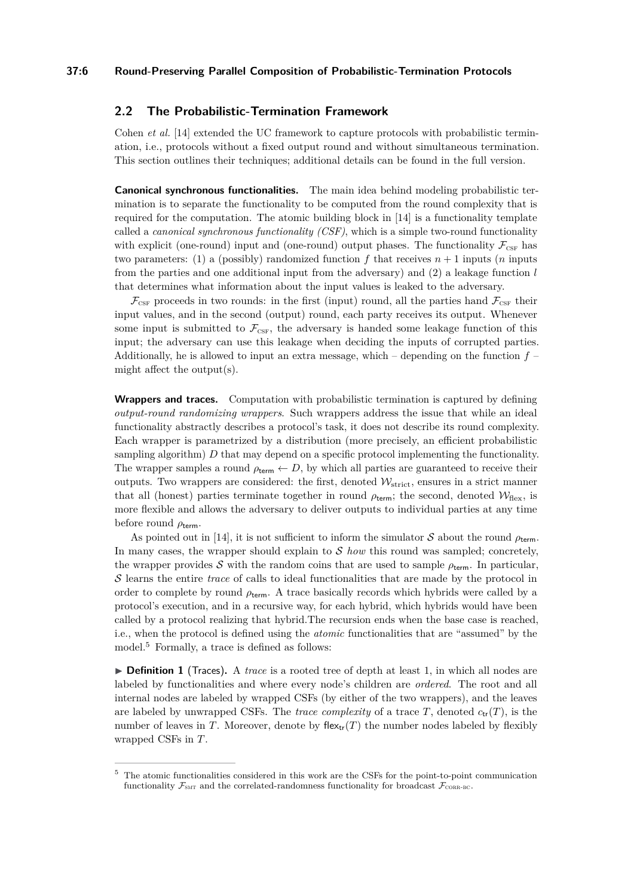## 2.2 The Probabilistic-Termination Framework

Cohen *et al.* [14] extended the UC framework to capture protocols with probabilistic termination, i.e., protocols without a fixed output round and without simultaneous termination. This section outlines their techniques; additional details can be found in the full version.

**Canonical synchronous functionalities.** The main idea behind modeling probabilistic termination is to separate the functionality to be computed from the round complexity that is required for the computation. The atomic building block in [14] is a functionality template called a *canonical synchronous functionality (CSF)*, which is a simple two-round functionality with explicit (one-round) input and (one-round) output phases. The functionality $\mathcal{F}_{\text{CSF}}$ has two parameters: (1) a (possibly) randomized function $f$ that receives $n+1$ inputs ($n$ inputs from the parties and one additional input from the adversary) and (2) a leakage function $l$ that determines what information about the input values is leaked to the adversary.

$\mathcal{F}_{\text{CSF}}$ proceeds in two rounds: in the first (input) round, all the parties hand $\mathcal{F}_{\text{CSF}}$ their input values, and in the second (output) round, each party receives its output. Whenever some input is submitted to $\mathcal{F}_{\text{CSF}}$, the adversary is handed some leakage function of this input; the adversary can use this leakage when deciding the inputs of corrupted parties. Additionally, he is allowed to input an extra message, which – depending on the function $f$ – might affect the output(s).

**Wrappers and traces.** Computation with probabilistic termination is captured by defining *output-round randomizing wrappers*. Such wrappers address the issue that while an ideal functionality abstractly describes a protocol's task, it does not describe its round complexity. Each wrapper is parametrized by a distribution (more precisely, an efficient probabilistic sampling algorithm) $D$ that may depend on a specific protocol implementing the functionality. The wrapper samples a round $\rho_{\mathsf{term}} \leftarrow D$, by which all parties are guaranteed to receive their outputs. Two wrappers are considered: the first, denoted $\mathcal{W}_{\text{strict}}$, ensures in a strict manner that all (honest) parties terminate together in round $\rho_{\mathsf{term}}$; the second, denoted $\mathcal{W}_{\text{flex}}$, is more flexible and allows the adversary to deliver outputs to individual parties at any time before round $\rho_{\mathsf{term}}$.

As pointed out in [14], it is not sufficient to inform the simulator $\mathcal{S}$ about the round $\rho_{\mathsf{term}}$. In many cases, the wrapper should explain to $\mathcal{S}$ *how* this round was sampled; concretely, the wrapper provides $\mathcal{S}$ with the random coins that are used to sample $\rho_{\mathsf{term}}$. In particular, $\mathcal{S}$ learns the entire *trace* of calls to ideal functionalities that are made by the protocol in order to complete by round $\rho_{\mathsf{term}}$. A trace basically records which hybrids were called by a protocol's execution, and in a recursive way, for each hybrid, which hybrids would have been called by a protocol realizing that hybrid.The recursion ends when the base case is reached, i.e., when the protocol is defined using the *atomic* functionalities that are "assumed" by the model.[5] Formally, a trace is defined as follows:

▶ **Definition 1** (Traces). A *trace* is a rooted tree of depth at least 1, in which all nodes are labeled by functionalities and where every node's children are *ordered*. The root and all internal nodes are labeled by wrapped CSFs (by either of the two wrappers), and the leaves are labeled by unwrapped CSFs. The *trace complexity* of a trace $T$, denoted $c_{\mathsf{tr}}(T)$, is the number of leaves in $T$. Moreover, denote by $\mathsf{flex}_{\mathsf{tr}}(T)$ the number nodes labeled by flexibly wrapped CSFs in $T$.

[5] The atomic functionalities considered in this work are the CSFs for the point-to-point communication functionality $\mathcal{F}_{\text{SMT}}$ and the correlated-randomness functionality for broadcast $\mathcal{F}_{\text{CORR-BC}}$.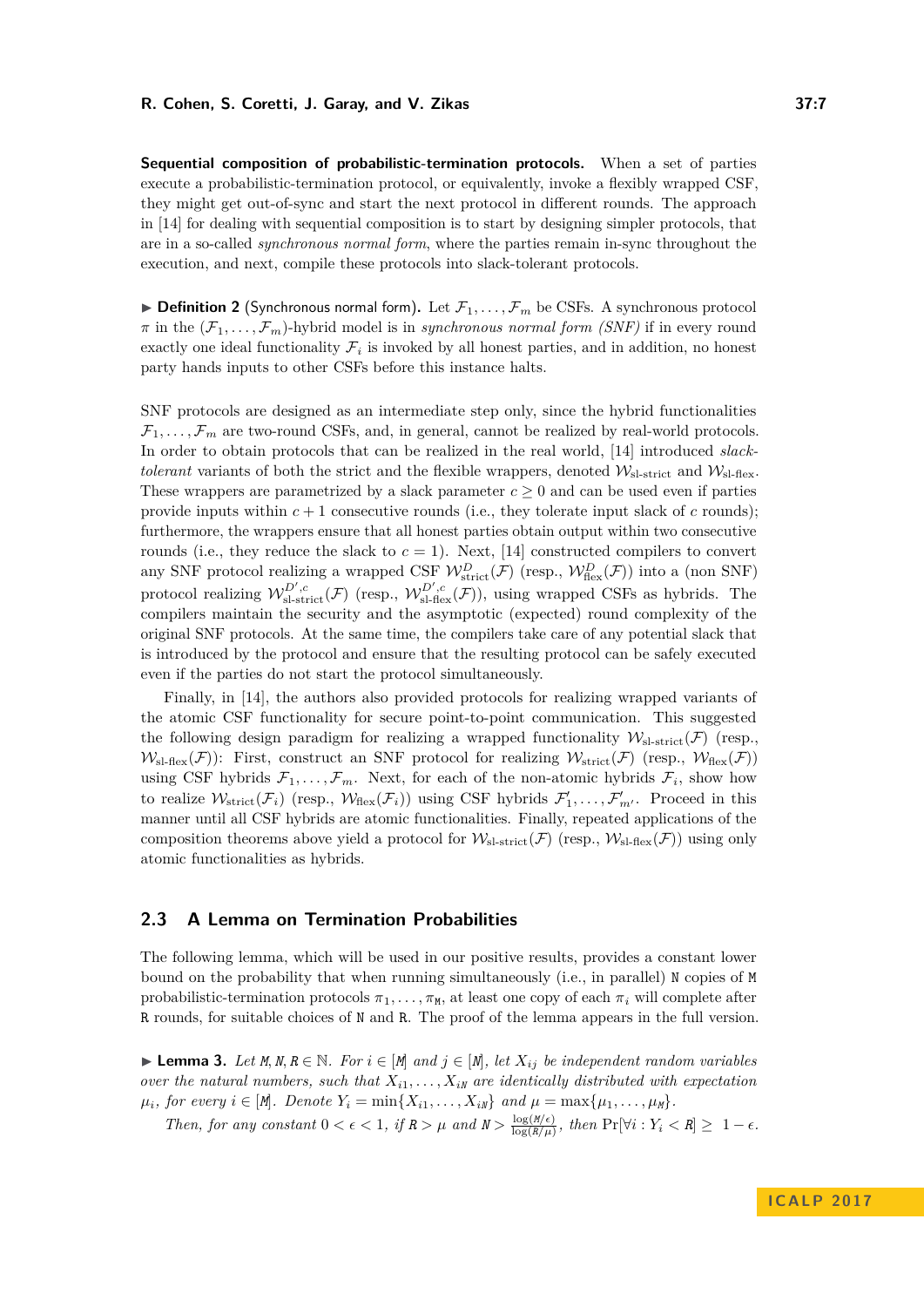**Sequential composition of probabilistic-termination protocols.** When a set of parties execute a probabilistic-termination protocol, or equivalently, invoke a flexibly wrapped CSF, they might get out-of-sync and start the next protocol in different rounds. The approach in [14] for dealing with sequential composition is to start by designing simpler protocols, that are in a so-called *synchronous normal form*, where the parties remain in-sync throughout the execution, and next, compile these protocols into slack-tolerant protocols.

▶ **Definition 2** (Synchronous normal form). Let $\mathcal{F}_1, \ldots, \mathcal{F}_m$ be CSFs. A synchronous protocol $\pi$ in the $(\mathcal{F}_1, \ldots, \mathcal{F}_m)$-hybrid model is in *synchronous normal form (SNF)* if in every round exactly one ideal functionality $\mathcal{F}_i$ is invoked by all honest parties, and in addition, no honest party hands inputs to other CSFs before this instance halts.

SNF protocols are designed as an intermediate step only, since the hybrid functionalities $\mathcal{F}_1, \ldots, \mathcal{F}_m$ are two-round CSFs, and, in general, cannot be realized by real-world protocols. In order to obtain protocols that can be realized in the real world, [14] introduced *slack-tolerant* variants of both the strict and the flexible wrappers, denoted $\mathcal{W}_{\text{sl-strict}}$ and $\mathcal{W}_{\text{sl-flex}}$. These wrappers are parametrized by a slack parameter $c \geq 0$ and can be used even if parties provide inputs within $c+1$ consecutive rounds (i.e., they tolerate input slack of $c$ rounds); furthermore, the wrappers ensure that all honest parties obtain output within two consecutive rounds (i.e., they reduce the slack to $c = 1$). Next, [14] constructed compilers to convert any SNF protocol realizing a wrapped CSF $\mathcal{W}^{D}_{\text{strict}}(\mathcal{F})$ (resp., $\mathcal{W}^{D}_{\text{flex}}(\mathcal{F})$) into a (non SNF) protocol realizing $\mathcal{W}^{D',c}_{\text{sl-strict}}(\mathcal{F})$ (resp., $\mathcal{W}^{D',c}_{\text{sl-flex}}(\mathcal{F})$), using wrapped CSFs as hybrids. The compilers maintain the security and the asymptotic (expected) round complexity of the original SNF protocols. At the same time, the compilers take care of any potential slack that is introduced by the protocol and ensure that the resulting protocol can be safely executed even if the parties do not start the protocol simultaneously.

Finally, in [14], the authors also provided protocols for realizing wrapped variants of the atomic CSF functionality for secure point-to-point communication. This suggested the following design paradigm for realizing a wrapped functionality $\mathcal{W}_{\text{sl-strict}}(\mathcal{F})$ (resp., $\mathcal{W}_{\text{sl-flex}}(\mathcal{F})$): First, construct an SNF protocol for realizing $\mathcal{W}_{\text{strict}}(\mathcal{F})$ (resp., $\mathcal{W}_{\text{flex}}(\mathcal{F})$) using CSF hybrids $\mathcal{F}_1, \ldots, \mathcal{F}_m$. Next, for each of the non-atomic hybrids $\mathcal{F}_i$, show how to realize $\mathcal{W}_{\text{strict}}(\mathcal{F}_i)$ (resp., $\mathcal{W}_{\text{flex}}(\mathcal{F}_i)$) using CSF hybrids $\mathcal{F}'_1, \ldots, \mathcal{F}'_{m'}$. Proceed in this manner until all CSF hybrids are atomic functionalities. Finally, repeated applications of the composition theorems above yield a protocol for $\mathcal{W}_{\text{sl-strict}}(\mathcal{F})$ (resp., $\mathcal{W}_{\text{sl-flex}}(\mathcal{F})$) using only atomic functionalities as hybrids.

## 2.3 A Lemma on Termination Probabilities

The following lemma, which will be used in our positive results, provides a constant lower bound on the probability that when running simultaneously (i.e., in parallel) $\mathtt{N}$ copies of $\mathtt{M}$ probabilistic-termination protocols $\pi_1, \ldots, \pi_{\mathtt{M}}$, at least one copy of each $\pi_i$ will complete after $\mathtt{R}$ rounds, for suitable choices of $\mathtt{N}$ and $\mathtt{R}$. The proof of the lemma appears in the full version.

▶ **Lemma 3.** *Let $\mathtt{M}, \mathtt{N}, \mathtt{R} \in \mathbb{N}$. For $i \in [\mathtt{M}]$ and $j \in [\mathtt{N}]$, let $X_{ij}$ be independent random variables over the natural numbers, such that $X_{i1}, \ldots, X_{i\mathtt{N}}$ are identically distributed with expectation $\mu_i$, for every $i \in [\mathtt{M}]$. Denote $Y_i = \min\{X_{i1}, \ldots, X_{i\mathtt{N}}\}$ and $\mu = \max\{\mu_1, \ldots, \mu_{\mathtt{M}}\}$.*

*Then, for any constant $0 < \epsilon < 1$, if $\mathtt{R} > \mu$ and $\mathtt{N} > \frac{\log(\mathtt{M}/\epsilon)}{\log(\mathtt{R}/\mu)}$, then $\Pr[\forall i : Y_i < \mathtt{R}] \geq 1 - \epsilon$.*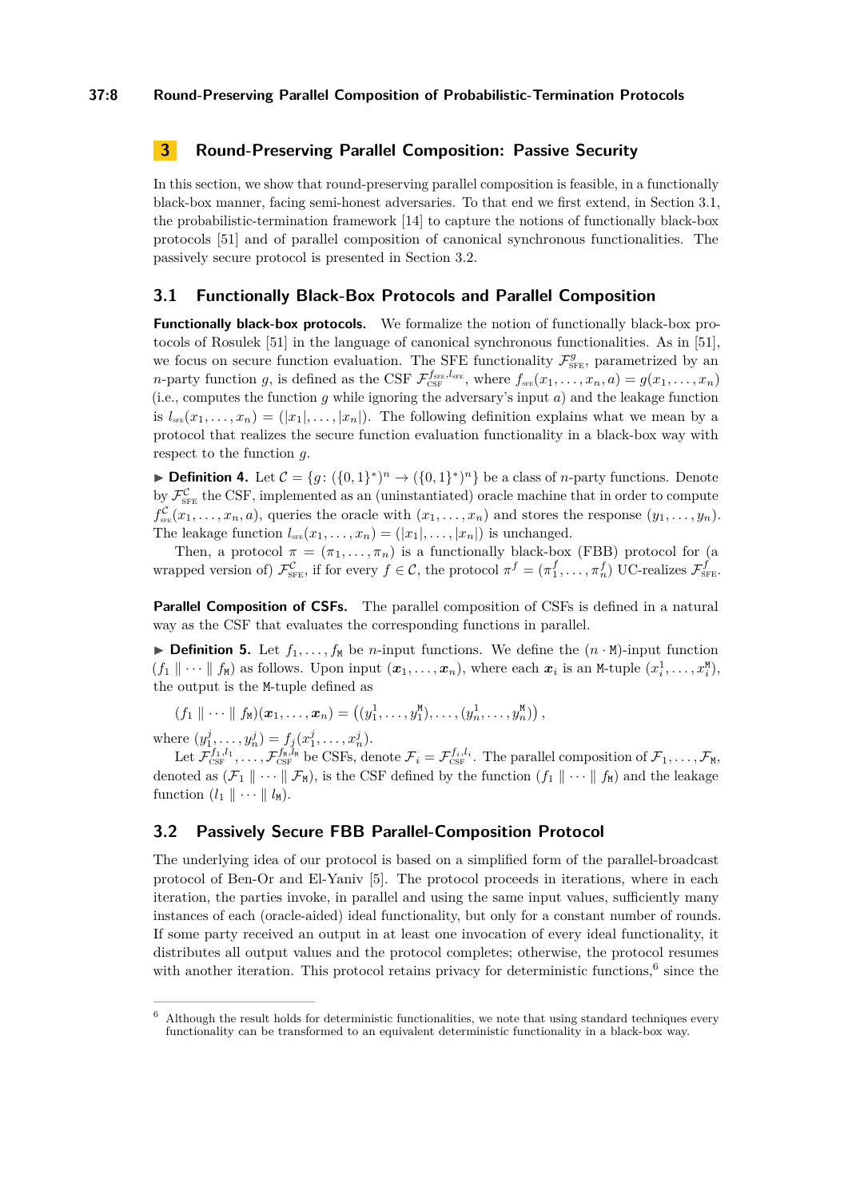## 3 Round-Preserving Parallel Composition: Passive Security

In this section, we show that round-preserving parallel composition is feasible, in a functionally black-box manner, facing semi-honest adversaries. To that end we first extend, in Section 3.1, the probabilistic-termination framework [14] to capture the notions of functionally black-box protocols [51] and of parallel composition of canonical synchronous functionalities. The passively secure protocol is presented in Section 3.2.

### 3.1 Functionally Black-Box Protocols and Parallel Composition

**Functionally black-box protocols.** We formalize the notion of functionally black-box protocols of Rosulek [51] in the language of canonical synchronous functionalities. As in [51], we focus on secure function evaluation. The SFE functionality $\mathcal{F}^{g}_{\text{SFE}}$, parametrized by an $n$-party function $g$, is defined as the CSF $\mathcal{F}^{f_{\text{SFE}},l_{\text{SFE}}}_{\text{CSF}}$, where $f_{\text{SFE}}(x_1,\ldots,x_n,a) = g(x_1,\ldots,x_n)$ (i.e., computes the function $g$ while ignoring the adversary's input $a$) and the leakage function is $l_{\text{SFE}}(x_1,\ldots,x_n) = (|x_1|,\ldots,|x_n|)$. The following definition explains what we mean by a protocol that realizes the secure function evaluation functionality in a black-box way with respect to the function $g$.

▶ **Definition 4.** Let $\mathcal{C} = \{g \colon (\{0,1\}^*)^n \to (\{0,1\}^*)^n\}$ be a class of $n$-party functions. Denote by $\mathcal{F}^{\mathcal{C}}_{\text{SFE}}$ the CSF, implemented as an (uninstantiated) oracle machine that in order to compute $f^{\mathcal{C}}_{\text{SFE}}(x_1,\ldots,x_n,a)$, queries the oracle with $(x_1,\ldots,x_n)$ and stores the response $(y_1,\ldots,y_n)$. The leakage function $l_{\text{SFE}}(x_1,\ldots,x_n) = (|x_1|,\ldots,|x_n|)$ is unchanged.

Then, a protocol $\pi = (\pi_1,\ldots,\pi_n)$ is a functionally black-box (FBB) protocol for (a wrapped version of) $\mathcal{F}^{\mathcal{C}}_{\text{SFE}}$, if for every $f \in \mathcal{C}$, the protocol $\pi^f = (\pi^f_1,\ldots,\pi^f_n)$ UC-realizes $\mathcal{F}^{f}_{\text{SFE}}$.

**Parallel Composition of CSFs.** The parallel composition of CSFs is defined in a natural way as the CSF that evaluates the corresponding functions in parallel.

▶ **Definition 5.** Let $f_1,\ldots,f_{\texttt{M}}$ be $n$-input functions. We define the $(n \cdot \texttt{M})$-input function $(f_1 \parallel \cdots \parallel f_{\texttt{M}})$ as follows. Upon input $(\boldsymbol{x}_1,\ldots,\boldsymbol{x}_n)$, where each $\boldsymbol{x}_i$ is an $\texttt{M}$-tuple $(x^1_i,\ldots,x^{\texttt{M}}_i)$, the output is the $\texttt{M}$-tuple defined as

$$(f_1 \parallel \cdots \parallel f_{\texttt{M}})(\boldsymbol{x}_1,\ldots,\boldsymbol{x}_n) = \left((y^1_1,\ldots,y^{\texttt{M}}_1),\ldots,(y^1_n,\ldots,y^{\texttt{M}}_n)\right),$$

where $(y^j_1,\ldots,y^j_n) = f_j(x^j_1,\ldots,x^j_n)$.

Let $\mathcal{F}^{f_1,l_1}_{\text{CSF}},\ldots,\mathcal{F}^{f_{\texttt{M}},l_{\texttt{M}}}_{\text{CSF}}$ be CSFs, denote $\mathcal{F}_i = \mathcal{F}^{f_i,l_i}_{\text{CSF}}$. The parallel composition of $\mathcal{F}_1,\ldots,\mathcal{F}_{\texttt{M}}$, denoted as $(\mathcal{F}_1 \parallel \cdots \parallel \mathcal{F}_{\texttt{M}})$, is the CSF defined by the function $(f_1 \parallel \cdots \parallel f_{\texttt{M}})$ and the leakage function $(l_1 \parallel \cdots \parallel l_{\texttt{M}})$.

### 3.2 Passively Secure FBB Parallel-Composition Protocol

The underlying idea of our protocol is based on a simplified form of the parallel-broadcast protocol of Ben-Or and El-Yaniv [5]. The protocol proceeds in iterations, where in each iteration, the parties invoke, in parallel and using the same input values, sufficiently many instances of each (oracle-aided) ideal functionality, but only for a constant number of rounds. If some party received an output in at least one invocation of every ideal functionality, it distributes all output values and the protocol completes; otherwise, the protocol resumes with another iteration. This protocol retains privacy for deterministic functions,[6] since the

[6] Although the result holds for deterministic functionalities, we note that using standard techniques every functionality can be transformed to an equivalent deterministic functionality in a black-box way.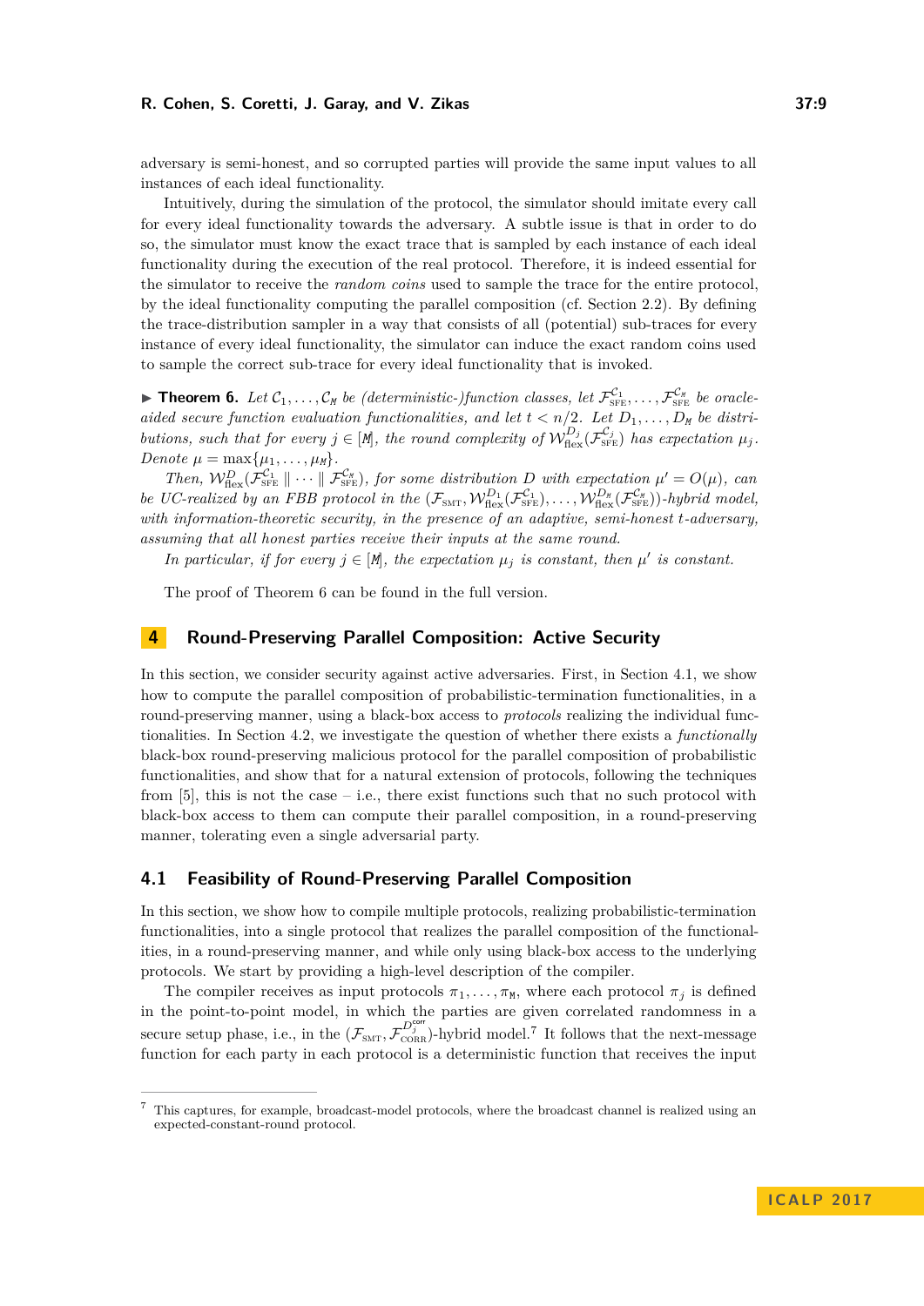adversary is semi-honest, and so corrupted parties will provide the same input values to all instances of each ideal functionality.

Intuitively, during the simulation of the protocol, the simulator should imitate every call for every ideal functionality towards the adversary. A subtle issue is that in order to do so, the simulator must know the exact trace that is sampled by each instance of each ideal functionality during the execution of the real protocol. Therefore, it is indeed essential for the simulator to receive the *random coins* used to sample the trace for the entire protocol, by the ideal functionality computing the parallel composition (cf. Section 2.2). By defining the trace-distribution sampler in a way that consists of all (potential) sub-traces for every instance of every ideal functionality, the simulator can induce the exact random coins used to sample the correct sub-trace for every ideal functionality that is invoked.

▶ **Theorem 6.** *Let $\mathcal{C}_1, \ldots, \mathcal{C}_{\mathtt{M}}$ be (deterministic-)function classes, let $\mathcal{F}_{\text{SFE}}^{\mathcal{C}_1}, \ldots, \mathcal{F}_{\text{SFE}}^{\mathcal{C}_{\mathtt{M}}}$ be oracle-aided secure function evaluation functionalities, and let $t < n/2$. Let $D_1, \ldots, D_{\mathtt{M}}$ be distributions, such that for every $j \in [\mathtt{M}]$, the round complexity of $\mathcal{W}_{\text{flex}}^{D_j}(\mathcal{F}_{\text{SFE}}^{\mathcal{C}_j})$ has expectation $\mu_j$. Denote $\mu = \max\{\mu_1, \ldots, \mu_{\mathtt{M}}\}$.*

*Then, $\mathcal{W}_{\text{flex}}^{D}(\mathcal{F}_{\text{SFE}}^{\mathcal{C}_1} \parallel \cdots \parallel \mathcal{F}_{\text{SFE}}^{\mathcal{C}_{\mathtt{M}}})$, for some distribution $D$ with expectation $\mu' = O(\mu)$, can be UC-realized by an FBB protocol in the $(\mathcal{F}_{\text{SMT}}, \mathcal{W}_{\text{flex}}^{D_1}(\mathcal{F}_{\text{SFE}}^{\mathcal{C}_1}), \ldots, \mathcal{W}_{\text{flex}}^{D_{\mathtt{M}}}(\mathcal{F}_{\text{SFE}}^{\mathcal{C}_{\mathtt{M}}}))$-hybrid model, with information-theoretic security, in the presence of an adaptive, semi-honest $t$-adversary, assuming that all honest parties receive their inputs at the same round.*

*In particular, if for every $j \in [\mathtt{M}]$, the expectation $\mu_j$ is constant, then $\mu'$ is constant.*

The proof of Theorem 6 can be found in the full version.

## 4 Round-Preserving Parallel Composition: Active Security

In this section, we consider security against active adversaries. First, in Section 4.1, we show how to compute the parallel composition of probabilistic-termination functionalities, in a round-preserving manner, using a black-box access to *protocols* realizing the individual functionalities. In Section 4.2, we investigate the question of whether there exists a *functionally* black-box round-preserving malicious protocol for the parallel composition of probabilistic functionalities, and show that for a natural extension of protocols, following the techniques from [5], this is not the case – i.e., there exist functions such that no such protocol with black-box access to them can compute their parallel composition, in a round-preserving manner, tolerating even a single adversarial party.

### 4.1 Feasibility of Round-Preserving Parallel Composition

In this section, we show how to compile multiple protocols, realizing probabilistic-termination functionalities, into a single protocol that realizes the parallel composition of the functionalities, in a round-preserving manner, and while only using black-box access to the underlying protocols. We start by providing a high-level description of the compiler.

The compiler receives as input protocols $\pi_1, \ldots, \pi_{\mathtt{M}}$, where each protocol $\pi_j$ is defined in the point-to-point model, in which the parties are given correlated randomness in a secure setup phase, i.e., in the $(\mathcal{F}_{\text{SMT}}, \mathcal{F}_{\text{CORR}}^{D_j^{\text{corr}}})$-hybrid model.[7] It follows that the next-message function for each party in each protocol is a deterministic function that receives the input

[7] This captures, for example, broadcast-model protocols, where the broadcast channel is realized using an expected-constant-round protocol.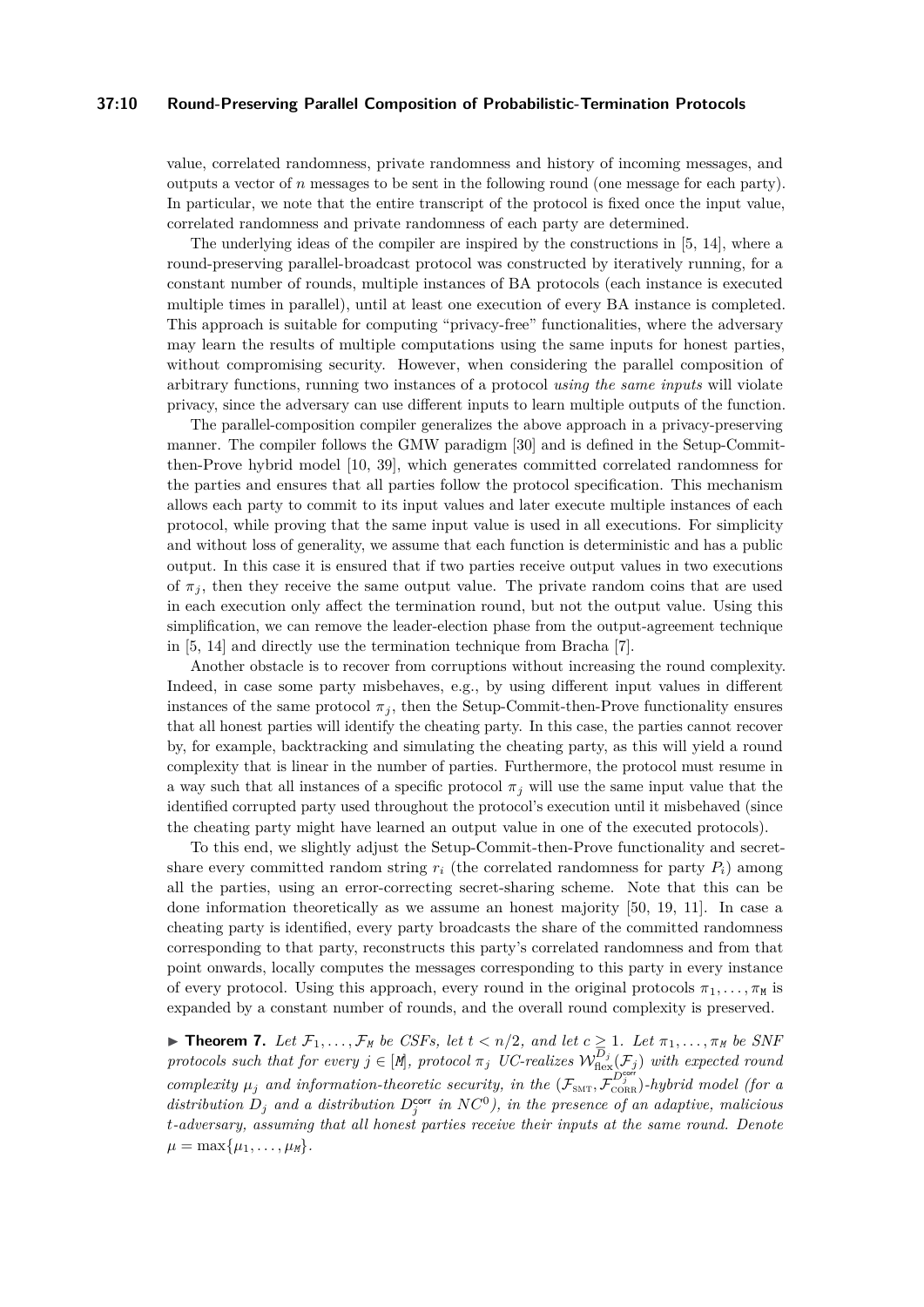value, correlated randomness, private randomness and history of incoming messages, and outputs a vector of $n$ messages to be sent in the following round (one message for each party). In particular, we note that the entire transcript of the protocol is fixed once the input value, correlated randomness and private randomness of each party are determined.

The underlying ideas of the compiler are inspired by the constructions in [5, 14], where a round-preserving parallel-broadcast protocol was constructed by iteratively running, for a constant number of rounds, multiple instances of BA protocols (each instance is executed multiple times in parallel), until at least one execution of every BA instance is completed. This approach is suitable for computing "privacy-free" functionalities, where the adversary may learn the results of multiple computations using the same inputs for honest parties, without compromising security. However, when considering the parallel composition of arbitrary functions, running two instances of a protocol *using the same inputs* will violate privacy, since the adversary can use different inputs to learn multiple outputs of the function.

The parallel-composition compiler generalizes the above approach in a privacy-preserving manner. The compiler follows the GMW paradigm [30] and is defined in the Setup-Commit-then-Prove hybrid model [10, 39], which generates committed correlated randomness for the parties and ensures that all parties follow the protocol specification. This mechanism allows each party to commit to its input values and later execute multiple instances of each protocol, while proving that the same input value is used in all executions. For simplicity and without loss of generality, we assume that each function is deterministic and has a public output. In this case it is ensured that if two parties receive output values in two executions of $\pi_j$, then they receive the same output value. The private random coins that are used in each execution only affect the termination round, but not the output value. Using this simplification, we can remove the leader-election phase from the output-agreement technique in [5, 14] and directly use the termination technique from Bracha [7].

Another obstacle is to recover from corruptions without increasing the round complexity. Indeed, in case some party misbehaves, e.g., by using different input values in different instances of the same protocol $\pi_j$, then the Setup-Commit-then-Prove functionality ensures that all honest parties will identify the cheating party. In this case, the parties cannot recover by, for example, backtracking and simulating the cheating party, as this will yield a round complexity that is linear in the number of parties. Furthermore, the protocol must resume in a way such that all instances of a specific protocol $\pi_j$ will use the same input value that the identified corrupted party used throughout the protocol's execution until it misbehaved (since the cheating party might have learned an output value in one of the executed protocols).

To this end, we slightly adjust the Setup-Commit-then-Prove functionality and secret-share every committed random string $r_i$ (the correlated randomness for party $P_i$) among all the parties, using an error-correcting secret-sharing scheme. Note that this can be done information theoretically as we assume an honest majority [50, 19, 11]. In case a cheating party is identified, every party broadcasts the share of the committed randomness corresponding to that party, reconstructs this party's correlated randomness and from that point onwards, locally computes the messages corresponding to this party in every instance of every protocol. Using this approach, every round in the original protocols $\pi_1, \ldots, \pi_{\mathtt{M}}$ is expanded by a constant number of rounds, and the overall round complexity is preserved.

▶ **Theorem 7.** *Let $\mathcal{F}_1, \ldots, \mathcal{F}_{\mathtt{M}}$ be CSFs, let $t < n/2$, and let $c \geq 1$. Let $\pi_1, \ldots, \pi_{\mathtt{M}}$ be SNF protocols such that for every $j \in [\mathtt{M}]$, protocol $\pi_j$ UC-realizes $\mathcal{W}^{D_j}_{\text{flex}}(\mathcal{F}_j)$ with expected round complexity $\mu_j$ and information-theoretic security, in the $(\mathcal{F}_{\text{SMT}}, \mathcal{F}^{D^{\text{corr}}_j}_{\text{CORR}})$-hybrid model (for a distribution $D_j$ and a distribution $D^{\text{corr}}_j$ in $NC^0$), in the presence of an adaptive, malicious $t$-adversary, assuming that all honest parties receive their inputs at the same round. Denote $\mu = \max\{\mu_1, \ldots, \mu_{\mathtt{M}}\}$.*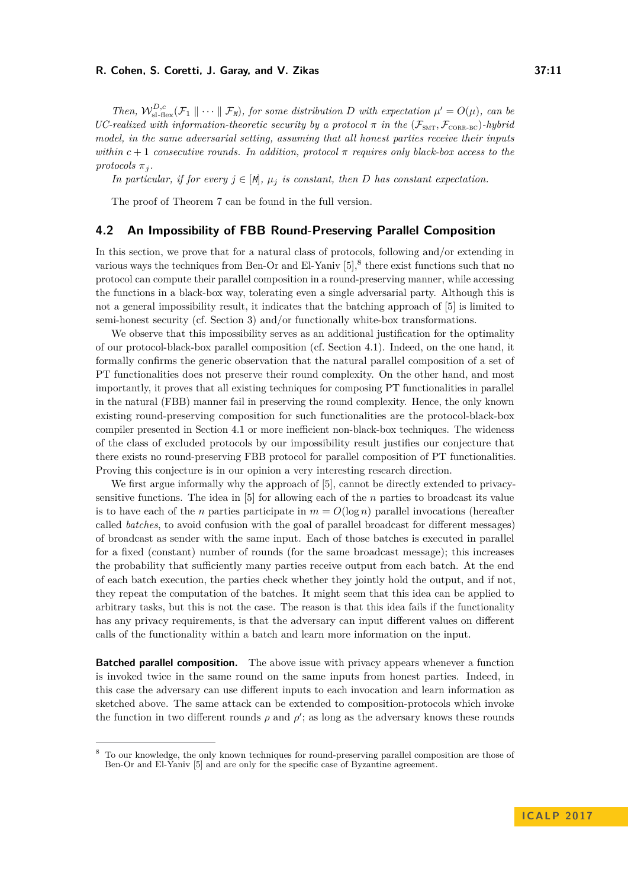*Then, $\mathcal{W}^{D,c}_{\text{sl-flex}}(\mathcal{F}_1 \parallel \cdots \parallel \mathcal{F}_M)$, for some distribution $D$ with expectation $\mu' = O(\mu)$, can be UC-realized with information-theoretic security by a protocol $\pi$ in the $(\mathcal{F}_{\text{SMT}}, \mathcal{F}_{\text{CORR-BC}})$-hybrid model, in the same adversarial setting, assuming that all honest parties receive their inputs within $c+1$ consecutive rounds. In addition, protocol $\pi$ requires only black-box access to the protocols $\pi_j$.*

*In particular, if for every $j \in [M]$, $\mu_j$ is constant, then $D$ has constant expectation.*

The proof of Theorem 7 can be found in the full version.

## 4.2 An Impossibility of FBB Round-Preserving Parallel Composition

In this section, we prove that for a natural class of protocols, following and/or extending in various ways the techniques from Ben-Or and El-Yaniv [5],[8] there exist functions such that no protocol can compute their parallel composition in a round-preserving manner, while accessing the functions in a black-box way, tolerating even a single adversarial party. Although this is not a general impossibility result, it indicates that the batching approach of [5] is limited to semi-honest security (cf. Section 3) and/or functionally white-box transformations.

We observe that this impossibility serves as an additional justification for the optimality of our protocol-black-box parallel composition (cf. Section 4.1). Indeed, on the one hand, it formally confirms the generic observation that the natural parallel composition of a set of PT functionalities does not preserve their round complexity. On the other hand, and most importantly, it proves that all existing techniques for composing PT functionalities in parallel in the natural (FBB) manner fail in preserving the round complexity. Hence, the only known existing round-preserving composition for such functionalities are the protocol-black-box compiler presented in Section 4.1 or more inefficient non-black-box techniques. The wideness of the class of excluded protocols by our impossibility result justifies our conjecture that there exists no round-preserving FBB protocol for parallel composition of PT functionalities. Proving this conjecture is in our opinion a very interesting research direction.

We first argue informally why the approach of [5], cannot be directly extended to privacy-sensitive functions. The idea in [5] for allowing each of the $n$ parties to broadcast its value is to have each of the $n$ parties participate in $m = O(\log n)$ parallel invocations (hereafter called *batches*, to avoid confusion with the goal of parallel broadcast for different messages) of broadcast as sender with the same input. Each of those batches is executed in parallel for a fixed (constant) number of rounds (for the same broadcast message); this increases the probability that sufficiently many parties receive output from each batch. At the end of each batch execution, the parties check whether they jointly hold the output, and if not, they repeat the computation of the batches. It might seem that this idea can be applied to arbitrary tasks, but this is not the case. The reason is that this idea fails if the functionality has any privacy requirements, is that the adversary can input different values on different calls of the functionality within a batch and learn more information on the input.

**Batched parallel composition.** The above issue with privacy appears whenever a function is invoked twice in the same round on the same inputs from honest parties. Indeed, in this case the adversary can use different inputs to each invocation and learn information as sketched above. The same attack can be extended to composition-protocols which invoke the function in two different rounds $\rho$ and $\rho'$; as long as the adversary knows these rounds

[8] To our knowledge, the only known techniques for round-preserving parallel composition are those of Ben-Or and El-Yaniv [5] and are only for the specific case of Byzantine agreement.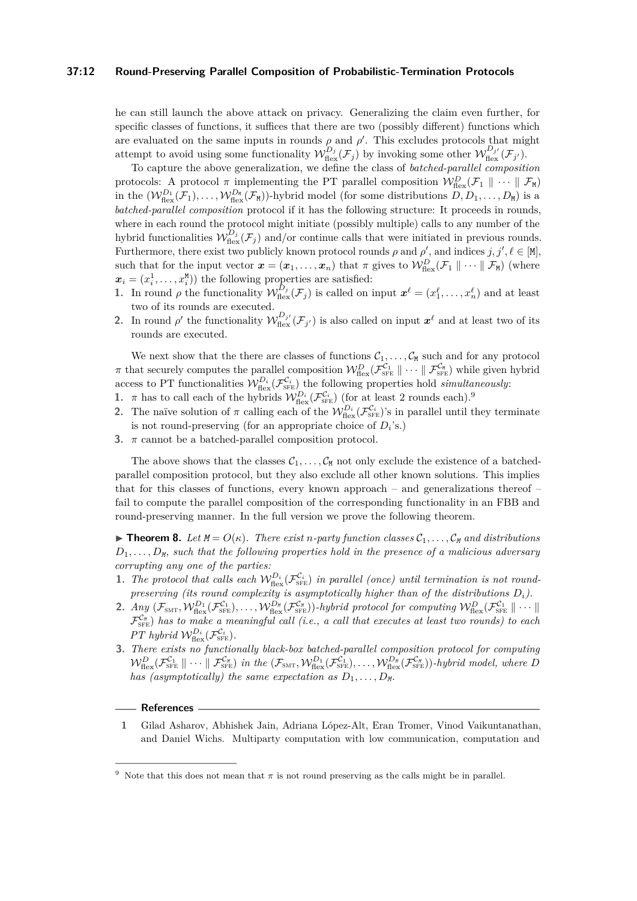he can still launch the above attack on privacy. Generalizing the claim even further, for specific classes of functions, it suffices that there are two (possibly different) functions which are evaluated on the same inputs in rounds $\rho$ and $\rho'$. This excludes protocols that might attempt to avoid using some functionality $\mathcal{W}_{\text{flex}}^{D_j}(\mathcal{F}_j)$ by invoking some other $\mathcal{W}_{\text{flex}}^{D_{j'}}(\mathcal{F}_{j'})$.

To capture the above generalization, we define the class of *batched-parallel composition* protocols: A protocol $\pi$ implementing the PT parallel composition $\mathcal{W}_{\text{flex}}^{D}(\mathcal{F}_1 \parallel \cdots \parallel \mathcal{F}_{\mathtt{M}})$ in the $(\mathcal{W}_{\text{flex}}^{D_1}(\mathcal{F}_1), \ldots, \mathcal{W}_{\text{flex}}^{D_{\mathtt{M}}}(\mathcal{F}_{\mathtt{M}}))$-hybrid model (for some distributions $D, D_1, \ldots, D_{\mathtt{M}}$) is a *batched-parallel composition* protocol if it has the following structure: It proceeds in rounds, where in each round the protocol might initiate (possibly multiple) calls to any number of the hybrid functionalities $\mathcal{W}_{\text{flex}}^{D_j}(\mathcal{F}_j)$ and/or continue calls that were initiated in previous rounds. Furthermore, there exist two publicly known protocol rounds $\rho$ and $\rho'$, and indices $j, j', \ell \in [\mathtt{M}]$, such that for the input vector $\boldsymbol{x} = (\boldsymbol{x}_1, \ldots, \boldsymbol{x}_n)$ that $\pi$ gives to $\mathcal{W}_{\text{flex}}^{D}(\mathcal{F}_1 \parallel \cdots \parallel \mathcal{F}_{\mathtt{M}})$ (where $\boldsymbol{x}_i = (x_i^1, \ldots, x_i^{\mathtt{M}})$) the following properties are satisfied:

1. In round $\rho$ the functionality $\mathcal{W}_{\text{flex}}^{D_j}(\mathcal{F}_j)$ is called on input $\boldsymbol{x}^\ell = (x_1^\ell, \ldots, x_n^\ell)$ and at least two of its rounds are executed.
2. In round $\rho'$ the functionality $\mathcal{W}_{\text{flex}}^{D_{j'}}(\mathcal{F}_{j'})$ is also called on input $\boldsymbol{x}^\ell$ and at least two of its rounds are executed.

We next show that the there are classes of functions $\mathcal{C}_1, \ldots, \mathcal{C}_{\mathtt{M}}$ such and for any protocol $\pi$ that securely computes the parallel composition $\mathcal{W}_{\text{flex}}^{D}(\mathcal{F}_{\text{SFE}}^{\mathcal{C}_1} \parallel \cdots \parallel \mathcal{F}_{\text{SFE}}^{\mathcal{C}_{\mathtt{M}}})$ while given hybrid access to PT functionalities $\mathcal{W}_{\text{flex}}^{D_i}(\mathcal{F}_{\text{SFE}}^{\mathcal{C}_i})$ the following properties hold *simultaneously*:

1. $\pi$ has to call each of the hybrids $\mathcal{W}_{\text{flex}}^{D_i}(\mathcal{F}_{\text{SFE}}^{\mathcal{C}_i})$ (for at least 2 rounds each).[9]
2. The naïve solution of $\pi$ calling each of the $\mathcal{W}_{\text{flex}}^{D_i}(\mathcal{F}_{\text{SFE}}^{\mathcal{C}_i})$'s in parallel until they terminate is not round-preserving (for an appropriate choice of $D_i$'s.)
3. $\pi$ cannot be a batched-parallel composition protocol.

The above shows that the classes $\mathcal{C}_1, \ldots, \mathcal{C}_{\mathtt{M}}$ not only exclude the existence of a batched-parallel composition protocol, but they also exclude all other known solutions. This implies that for this classes of functions, every known approach – and generalizations thereof – fail to compute the parallel composition of the corresponding functionality in an FBB and round-preserving manner. In the full version we prove the following theorem.

▶ **Theorem 8.** *Let $\mathtt{M} = O(\kappa)$. There exist n-party function classes $\mathcal{C}_1, \ldots, \mathcal{C}_{\mathtt{M}}$ and distributions $D_1, \ldots, D_{\mathtt{M}}$, such that the following properties hold in the presence of a malicious adversary corrupting any one of the parties:*

1. *The protocol that calls each $\mathcal{W}_{\text{flex}}^{D_i}(\mathcal{F}_{\text{SFE}}^{\mathcal{C}_i})$ in parallel (once) until termination is not round-preserving (its round complexity is asymptotically higher than of the distributions $D_i$).*
2. *Any $(\mathcal{F}_{\text{SMT}}, \mathcal{W}_{\text{flex}}^{D_1}(\mathcal{F}_{\text{SFE}}^{\mathcal{C}_1}), \ldots, \mathcal{W}_{\text{flex}}^{D_{\mathtt{M}}}(\mathcal{F}_{\text{SFE}}^{\mathcal{C}_{\mathtt{M}}}))$-hybrid protocol for computing $\mathcal{W}_{\text{flex}}^{D}(\mathcal{F}_{\text{SFE}}^{\mathcal{C}_1} \parallel \cdots \parallel \mathcal{F}_{\text{SFE}}^{\mathcal{C}_{\mathtt{M}}})$ has to make a meaningful call (i.e., a call that executes at least two rounds) to each PT hybrid $\mathcal{W}_{\text{flex}}^{D_i}(\mathcal{F}_{\text{SFE}}^{\mathcal{C}_i})$.*
3. *There exists no functionally black-box batched-parallel composition protocol for computing $\mathcal{W}_{\text{flex}}^{D}(\mathcal{F}_{\text{SFE}}^{\mathcal{C}_1} \parallel \cdots \parallel \mathcal{F}_{\text{SFE}}^{\mathcal{C}_{\mathtt{M}}})$ in the $(\mathcal{F}_{\text{SMT}}, \mathcal{W}_{\text{flex}}^{D_1}(\mathcal{F}_{\text{SFE}}^{\mathcal{C}_1}), \ldots, \mathcal{W}_{\text{flex}}^{D_{\mathtt{M}}}(\mathcal{F}_{\text{SFE}}^{\mathcal{C}_{\mathtt{M}}}))$-hybrid model, where $D$ has (asymptotically) the same expectation as $D_1, \ldots, D_{\mathtt{M}}$.*

## References

1. Gilad Asharov, Abhishek Jain, Adriana López-Alt, Eran Tromer, Vinod Vaikuntanathan, and Daniel Wichs. Multiparty computation with low communication, computation and

[9] Note that this does not mean that $\pi$ is not round preserving as the calls might be in parallel.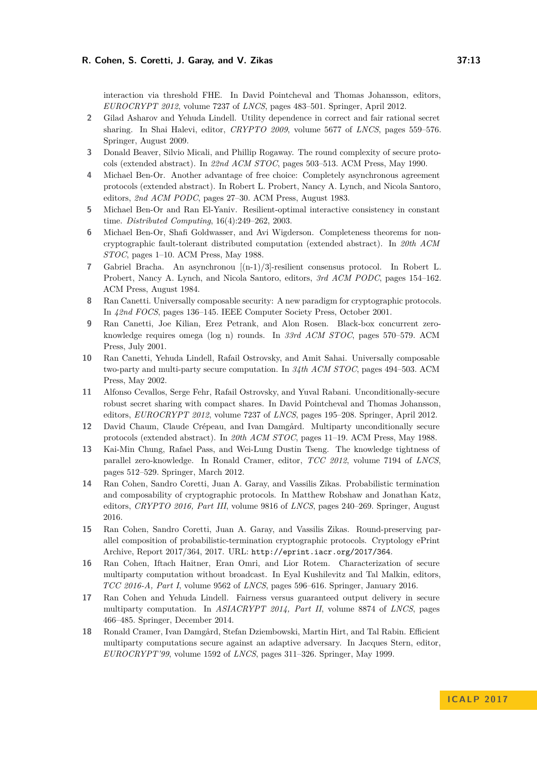interaction via threshold FHE. In David Pointcheval and Thomas Johansson, editors, *EUROCRYPT 2012*, volume 7237 of *LNCS*, pages 483–501. Springer, April 2012.

2. Gilad Asharov and Yehuda Lindell. Utility dependence in correct and fair rational secret sharing. In Shai Halevi, editor, *CRYPTO 2009*, volume 5677 of *LNCS*, pages 559–576. Springer, August 2009.
3. Donald Beaver, Silvio Micali, and Phillip Rogaway. The round complexity of secure protocols (extended abstract). In *22nd ACM STOC*, pages 503–513. ACM Press, May 1990.
4. Michael Ben-Or. Another advantage of free choice: Completely asynchronous agreement protocols (extended abstract). In Robert L. Probert, Nancy A. Lynch, and Nicola Santoro, editors, *2nd ACM PODC*, pages 27–30. ACM Press, August 1983.
5. Michael Ben-Or and Ran El-Yaniv. Resilient-optimal interactive consistency in constant time. *Distributed Computing*, 16(4):249–262, 2003.
6. Michael Ben-Or, Shafi Goldwasser, and Avi Wigderson. Completeness theorems for non-cryptographic fault-tolerant distributed computation (extended abstract). In *20th ACM STOC*, pages 1–10. ACM Press, May 1988.
7. Gabriel Bracha. An asynchronou [(n-1)/3]-resilient consensus protocol. In Robert L. Probert, Nancy A. Lynch, and Nicola Santoro, editors, *3rd ACM PODC*, pages 154–162. ACM Press, August 1984.
8. Ran Canetti. Universally composable security: A new paradigm for cryptographic protocols. In *42nd FOCS*, pages 136–145. IEEE Computer Society Press, October 2001.
9. Ran Canetti, Joe Kilian, Erez Petrank, and Alon Rosen. Black-box concurrent zero-knowledge requires omega (log n) rounds. In *33rd ACM STOC*, pages 570–579. ACM Press, July 2001.
10. Ran Canetti, Yehuda Lindell, Rafail Ostrovsky, and Amit Sahai. Universally composable two-party and multi-party secure computation. In *34th ACM STOC*, pages 494–503. ACM Press, May 2002.
11. Alfonso Cevallos, Serge Fehr, Rafail Ostrovsky, and Yuval Rabani. Unconditionally-secure robust secret sharing with compact shares. In David Pointcheval and Thomas Johansson, editors, *EUROCRYPT 2012*, volume 7237 of *LNCS*, pages 195–208. Springer, April 2012.
12. David Chaum, Claude Crépeau, and Ivan Damgård. Multiparty unconditionally secure protocols (extended abstract). In *20th ACM STOC*, pages 11–19. ACM Press, May 1988.
13. Kai-Min Chung, Rafael Pass, and Wei-Lung Dustin Tseng. The knowledge tightness of parallel zero-knowledge. In Ronald Cramer, editor, *TCC 2012*, volume 7194 of *LNCS*, pages 512–529. Springer, March 2012.
14. Ran Cohen, Sandro Coretti, Juan A. Garay, and Vassilis Zikas. Probabilistic termination and composability of cryptographic protocols. In Matthew Robshaw and Jonathan Katz, editors, *CRYPTO 2016, Part III*, volume 9816 of *LNCS*, pages 240–269. Springer, August 2016.
15. Ran Cohen, Sandro Coretti, Juan A. Garay, and Vassilis Zikas. Round-preserving parallel composition of probabilistic-termination cryptographic protocols. Cryptology ePrint Archive, Report 2017/364, 2017. URL: http://eprint.iacr.org/2017/364.
16. Ran Cohen, Iftach Haitner, Eran Omri, and Lior Rotem. Characterization of secure multiparty computation without broadcast. In Eyal Kushilevitz and Tal Malkin, editors, *TCC 2016-A, Part I*, volume 9562 of *LNCS*, pages 596–616. Springer, January 2016.
17. Ran Cohen and Yehuda Lindell. Fairness versus guaranteed output delivery in secure multiparty computation. In *ASIACRYPT 2014, Part II*, volume 8874 of *LNCS*, pages 466–485. Springer, December 2014.
18. Ronald Cramer, Ivan Damgård, Stefan Dziembowski, Martin Hirt, and Tal Rabin. Efficient multiparty computations secure against an adaptive adversary. In Jacques Stern, editor, *EUROCRYPT'99*, volume 1592 of *LNCS*, pages 311–326. Springer, May 1999.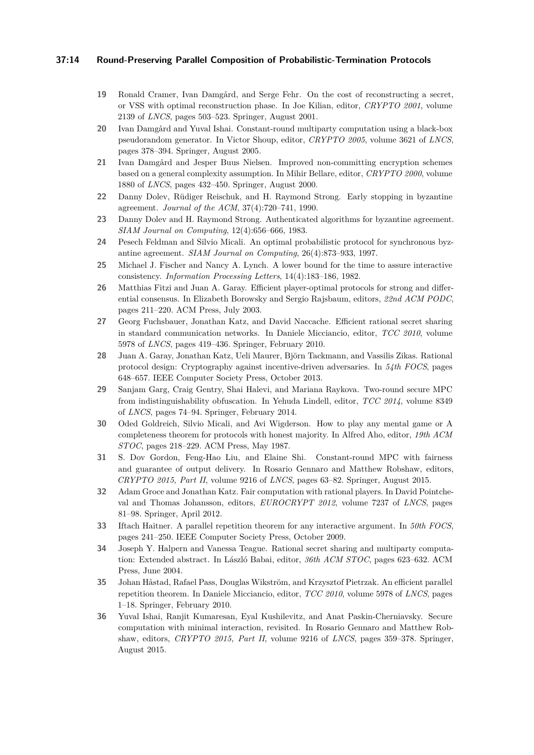19 Ronald Cramer, Ivan Damgård, and Serge Fehr. On the cost of reconstructing a secret, or VSS with optimal reconstruction phase. In Joe Kilian, editor, *CRYPTO 2001*, volume 2139 of *LNCS*, pages 503–523. Springer, August 2001.

20 Ivan Damgård and Yuval Ishai. Constant-round multiparty computation using a black-box pseudorandom generator. In Victor Shoup, editor, *CRYPTO 2005*, volume 3621 of *LNCS*, pages 378–394. Springer, August 2005.

21 Ivan Damgård and Jesper Buus Nielsen. Improved non-committing encryption schemes based on a general complexity assumption. In Mihir Bellare, editor, *CRYPTO 2000*, volume 1880 of *LNCS*, pages 432–450. Springer, August 2000.

22 Danny Dolev, Rüdiger Reischuk, and H. Raymond Strong. Early stopping in byzantine agreement. *Journal of the ACM*, 37(4):720–741, 1990.

23 Danny Dolev and H. Raymond Strong. Authenticated algorithms for byzantine agreement. *SIAM Journal on Computing*, 12(4):656–666, 1983.

24 Pesech Feldman and Silvio Micali. An optimal probabilistic protocol for synchronous byzantine agreement. *SIAM Journal on Computing*, 26(4):873–933, 1997.

25 Michael J. Fischer and Nancy A. Lynch. A lower bound for the time to assure interactive consistency. *Information Processing Letters*, 14(4):183–186, 1982.

26 Matthias Fitzi and Juan A. Garay. Efficient player-optimal protocols for strong and differential consensus. In Elizabeth Borowsky and Sergio Rajsbaum, editors, *22nd ACM PODC*, pages 211–220. ACM Press, July 2003.

27 Georg Fuchsbauer, Jonathan Katz, and David Naccache. Efficient rational secret sharing in standard communication networks. In Daniele Micciancio, editor, *TCC 2010*, volume 5978 of *LNCS*, pages 419–436. Springer, February 2010.

28 Juan A. Garay, Jonathan Katz, Ueli Maurer, Björn Tackmann, and Vassilis Zikas. Rational protocol design: Cryptography against incentive-driven adversaries. In *54th FOCS*, pages 648–657. IEEE Computer Society Press, October 2013.

29 Sanjam Garg, Craig Gentry, Shai Halevi, and Mariana Raykova. Two-round secure MPC from indistinguishability obfuscation. In Yehuda Lindell, editor, *TCC 2014*, volume 8349 of *LNCS*, pages 74–94. Springer, February 2014.

30 Oded Goldreich, Silvio Micali, and Avi Wigderson. How to play any mental game or A completeness theorem for protocols with honest majority. In Alfred Aho, editor, *19th ACM STOC*, pages 218–229. ACM Press, May 1987.

31 S. Dov Gordon, Feng-Hao Liu, and Elaine Shi. Constant-round MPC with fairness and guarantee of output delivery. In Rosario Gennaro and Matthew Robshaw, editors, *CRYPTO 2015, Part II*, volume 9216 of *LNCS*, pages 63–82. Springer, August 2015.

32 Adam Groce and Jonathan Katz. Fair computation with rational players. In David Pointcheval and Thomas Johansson, editors, *EUROCRYPT 2012*, volume 7237 of *LNCS*, pages 81–98. Springer, April 2012.

33 Iftach Haitner. A parallel repetition theorem for any interactive argument. In *50th FOCS*, pages 241–250. IEEE Computer Society Press, October 2009.

34 Joseph Y. Halpern and Vanessa Teague. Rational secret sharing and multiparty computation: Extended abstract. In László Babai, editor, *36th ACM STOC*, pages 623–632. ACM Press, June 2004.

35 Johan Håstad, Rafael Pass, Douglas Wikström, and Krzysztof Pietrzak. An efficient parallel repetition theorem. In Daniele Micciancio, editor, *TCC 2010*, volume 5978 of *LNCS*, pages 1–18. Springer, February 2010.

36 Yuval Ishai, Ranjit Kumaresan, Eyal Kushilevitz, and Anat Paskin-Cherniavsky. Secure computation with minimal interaction, revisited. In Rosario Gennaro and Matthew Robshaw, editors, *CRYPTO 2015, Part II*, volume 9216 of *LNCS*, pages 359–378. Springer, August 2015.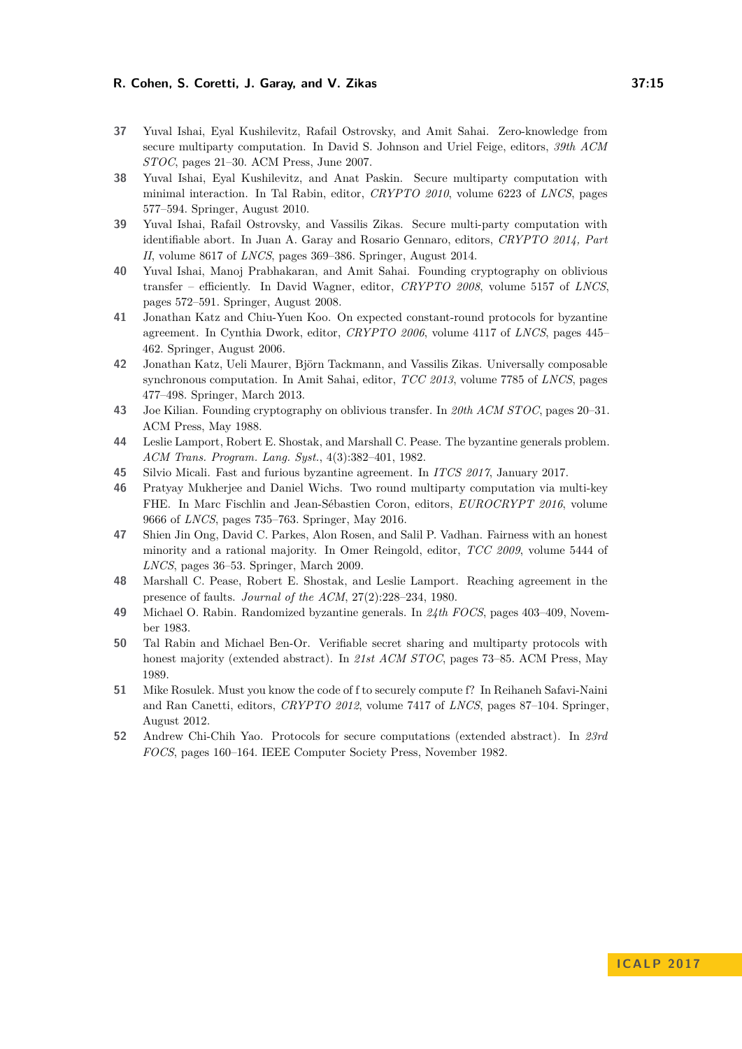37 Yuval Ishai, Eyal Kushilevitz, Rafail Ostrovsky, and Amit Sahai. Zero-knowledge from secure multiparty computation. In David S. Johnson and Uriel Feige, editors, *39th ACM STOC*, pages 21–30. ACM Press, June 2007.

38 Yuval Ishai, Eyal Kushilevitz, and Anat Paskin. Secure multiparty computation with minimal interaction. In Tal Rabin, editor, *CRYPTO 2010*, volume 6223 of *LNCS*, pages 577–594. Springer, August 2010.

39 Yuval Ishai, Rafail Ostrovsky, and Vassilis Zikas. Secure multi-party computation with identifiable abort. In Juan A. Garay and Rosario Gennaro, editors, *CRYPTO 2014, Part II*, volume 8617 of *LNCS*, pages 369–386. Springer, August 2014.

40 Yuval Ishai, Manoj Prabhakaran, and Amit Sahai. Founding cryptography on oblivious transfer – efficiently. In David Wagner, editor, *CRYPTO 2008*, volume 5157 of *LNCS*, pages 572–591. Springer, August 2008.

41 Jonathan Katz and Chiu-Yuen Koo. On expected constant-round protocols for byzantine agreement. In Cynthia Dwork, editor, *CRYPTO 2006*, volume 4117 of *LNCS*, pages 445–462. Springer, August 2006.

42 Jonathan Katz, Ueli Maurer, Björn Tackmann, and Vassilis Zikas. Universally composable synchronous computation. In Amit Sahai, editor, *TCC 2013*, volume 7785 of *LNCS*, pages 477–498. Springer, March 2013.

43 Joe Kilian. Founding cryptography on oblivious transfer. In *20th ACM STOC*, pages 20–31. ACM Press, May 1988.

44 Leslie Lamport, Robert E. Shostak, and Marshall C. Pease. The byzantine generals problem. *ACM Trans. Program. Lang. Syst.*, 4(3):382–401, 1982.

45 Silvio Micali. Fast and furious byzantine agreement. In *ITCS 2017*, January 2017.

46 Pratyay Mukherjee and Daniel Wichs. Two round multiparty computation via multi-key FHE. In Marc Fischlin and Jean-Sébastien Coron, editors, *EUROCRYPT 2016*, volume 9666 of *LNCS*, pages 735–763. Springer, May 2016.

47 Shien Jin Ong, David C. Parkes, Alon Rosen, and Salil P. Vadhan. Fairness with an honest minority and a rational majority. In Omer Reingold, editor, *TCC 2009*, volume 5444 of *LNCS*, pages 36–53. Springer, March 2009.

48 Marshall C. Pease, Robert E. Shostak, and Leslie Lamport. Reaching agreement in the presence of faults. *Journal of the ACM*, 27(2):228–234, 1980.

49 Michael O. Rabin. Randomized byzantine generals. In *24th FOCS*, pages 403–409, November 1983.

50 Tal Rabin and Michael Ben-Or. Verifiable secret sharing and multiparty protocols with honest majority (extended abstract). In *21st ACM STOC*, pages 73–85. ACM Press, May 1989.

51 Mike Rosulek. Must you know the code of f to securely compute f? In Reihaneh Safavi-Naini and Ran Canetti, editors, *CRYPTO 2012*, volume 7417 of *LNCS*, pages 87–104. Springer, August 2012.

52 Andrew Chi-Chih Yao. Protocols for secure computations (extended abstract). In *23rd FOCS*, pages 160–164. IEEE Computer Society Press, November 1982.